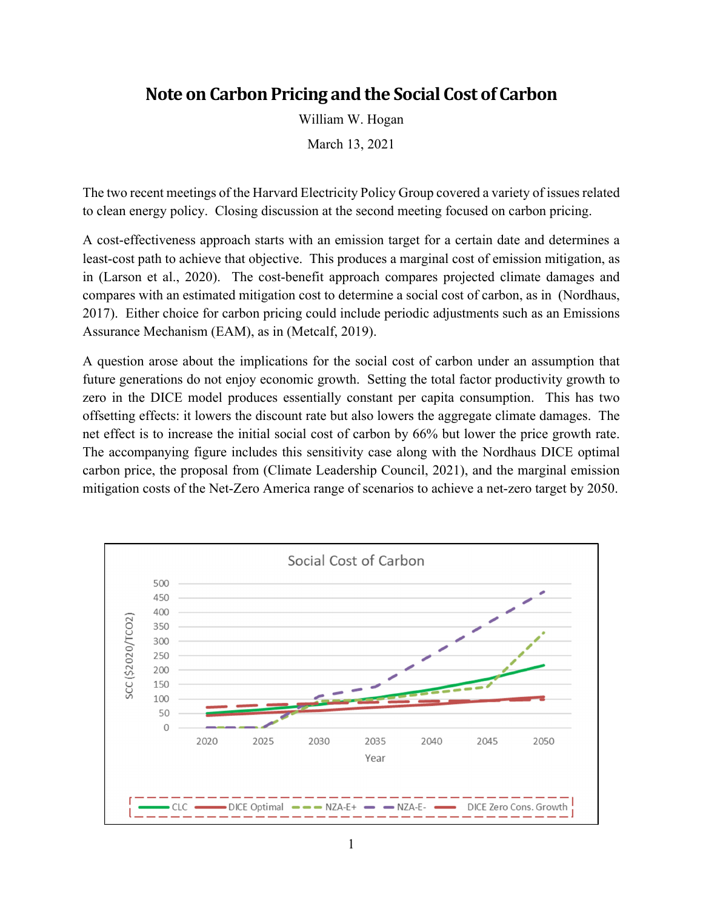# Note on Carbon Pricing and the Social Cost of Carbon

William W. Hogan

March 13, 2021

The two recent meetings of the Harvard Electricity Policy Group covered a variety of issues related to clean energy policy. Closing discussion at the second meeting focused on carbon pricing.

A cost-effectiveness approach starts with an emission target for a certain date and determines a least-cost path to achieve that objective. This produces a marginal cost of emission mitigation, as in (Larson et al., 2020). The cost-benefit approach compares projected climate damages and compares with an estimated mitigation cost to determine a social cost of carbon, as in (Nordhaus, 2017). Either choice for carbon pricing could include periodic adjustments such as an Emissions Assurance Mechanism (EAM), as in (Metcalf, 2019).

A question arose about the implications for the social cost of carbon under an assumption that future generations do not enjoy economic growth. Setting the total factor productivity growth to zero in the DICE model produces essentially constant per capita consumption. This has two offsetting effects: it lowers the discount rate but also lowers the aggregate climate damages. The net effect is to increase the initial social cost of carbon by 66% but lower the price growth rate. The accompanying figure includes this sensitivity case along with the Nordhaus DICE optimal carbon price, the proposal from (Climate Leadership Council, 2021), and the marginal emission mitigation costs of the Net-Zero America range of scenarios to achieve a net-zero target by 2050.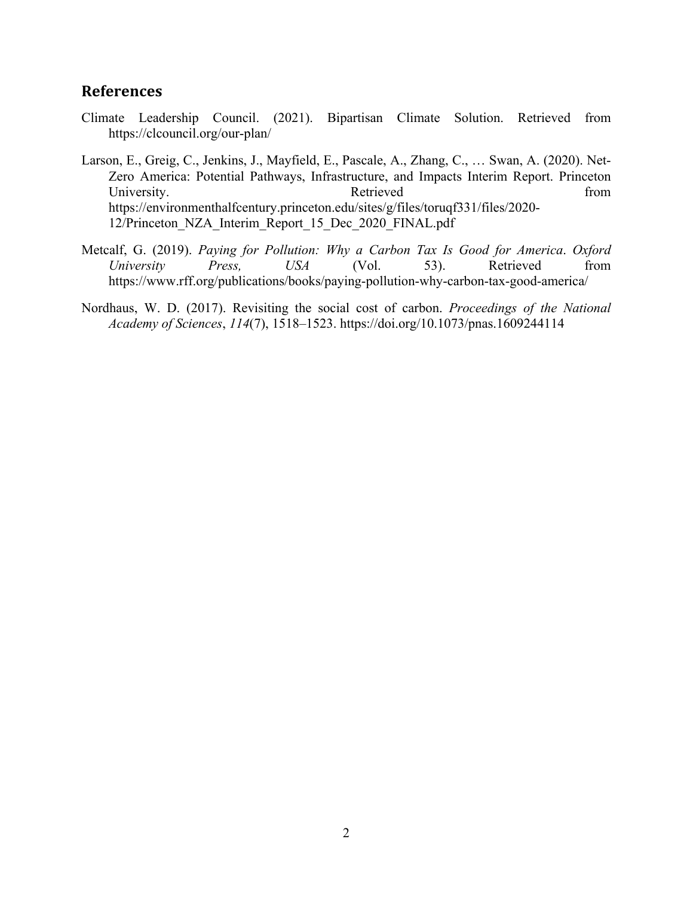## References

Climate Leadership Council. (2021). Bipartisan Climate Solution. Retrieved from https://clcouncil.org/our-plan/

Larson, E., Greig, C., Jenkins, J., Mayfield, E., Pascale, A., Zhang, C., … Swan, A. (2020). Net-Zero America: Potential Pathways, Infrastructure, and Impacts Interim Report. Princeton University. Retrieved from https://environmenthalfcentury.princeton.edu/sites/g/files/toruqf331/files/2020-12/Princeton_NZA_Interim_Report_15_Dec_2020_FINAL.pdf

Metcalf, G. (2019). *Paying for Pollution: Why a Carbon Tax Is Good for America*. *Oxford University Press, USA* (Vol. 53). Retrieved from https://www.rff.org/publications/books/paying-pollution-why-carbon-tax-good-america/

Nordhaus, W. D. (2017). Revisiting the social cost of carbon. *Proceedings of the National Academy of Sciences*, *114*(7), 1518–1523. https://doi.org/10.1073/pnas.1609244114